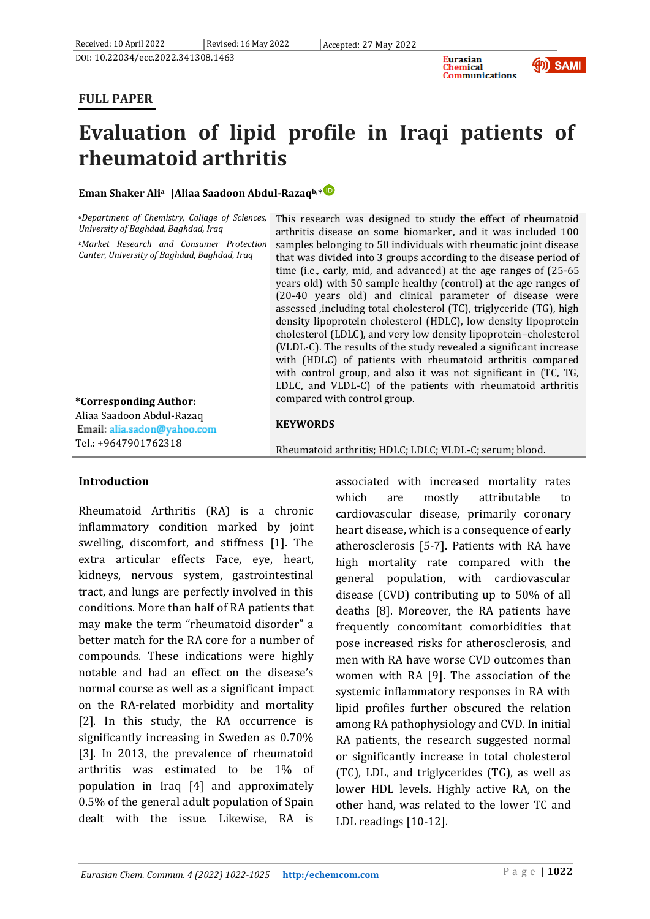Received: 10 April 2022 | Revised: 16 May 2022 | Accepted: 27 May 2022

DOI: 10.22034/ecc.2022.341308.1463

**FULL PAPER**

# Evaluation of lipid profile in Iraqi patients of rheumatoid arthritis

**Eman Shaker Ali[a] |Aliaa Saadoon Abdul-Razaq[b,*]**

[a]*Department of Chemistry, Collage of Sciences, University of Baghdad, Baghdad, Iraq*

[b]*Market Research and Consumer Protection Canter, University of Baghdad, Baghdad, Iraq*

**\*Corresponding Author:**
Aliaa Saadoon Abdul-Razaq
Email: alia.sadon@yahoo.com
Tel.: +9647901762318

This research was designed to study the effect of rheumatoid arthritis disease on some biomarker, and it was included 100 samples belonging to 50 individuals with rheumatic joint disease that was divided into 3 groups according to the disease period of time (i.e., early, mid, and advanced) at the age ranges of (25-65 years old) with 50 sample healthy (control) at the age ranges of (20-40 years old) and clinical parameter of disease were assessed ,including total cholesterol (TC), triglyceride (TG), high density lipoprotein cholesterol (HDLC), low density lipoprotein cholesterol (LDLC), and very low density lipoprotein–cholesterol (VLDL-C). The results of the study revealed a significant increase with (HDLC) of patients with rheumatoid arthritis compared with control group, and also it was not significant in (TC, TG, LDLC, and VLDL-C) of the patients with rheumatoid arthritis compared with control group.

**KEYWORDS**

Rheumatoid arthritis; HDLC; LDLC; VLDL-C; serum; blood.

## Introduction

Rheumatoid Arthritis (RA) is a chronic inflammatory condition marked by joint swelling, discomfort, and stiffness [1]. The extra articular effects Face, eye, heart, kidneys, nervous system, gastrointestinal tract, and lungs are perfectly involved in this conditions. More than half of RA patients that may make the term "rheumatoid disorder" a better match for the RA core for a number of compounds. These indications were highly notable and had an effect on the disease's normal course as well as a significant impact on the RA-related morbidity and mortality [2]. In this study, the RA occurrence is significantly increasing in Sweden as 0.70% [3]. In 2013, the prevalence of rheumatoid arthritis was estimated to be 1% of population in Iraq [4] and approximately 0.5% of the general adult population of Spain dealt with the issue. Likewise, RA is associated with increased mortality rates which are mostly attributable to cardiovascular disease, primarily coronary heart disease, which is a consequence of early atherosclerosis [5-7]. Patients with RA have high mortality rate compared with the general population, with cardiovascular disease (CVD) contributing up to 50% of all deaths [8]. Moreover, the RA patients have frequently concomitant comorbidities that pose increased risks for atherosclerosis, and men with RA have worse CVD outcomes than women with RA [9]. The association of the systemic inflammatory responses in RA with lipid profiles further obscured the relation among RA pathophysiology and CVD. In initial RA patients, the research suggested normal or significantly increase in total cholesterol (TC), LDL, and triglycerides (TG), as well as lower HDL levels. Highly active RA, on the other hand, was related to the lower TC and LDL readings [10-12].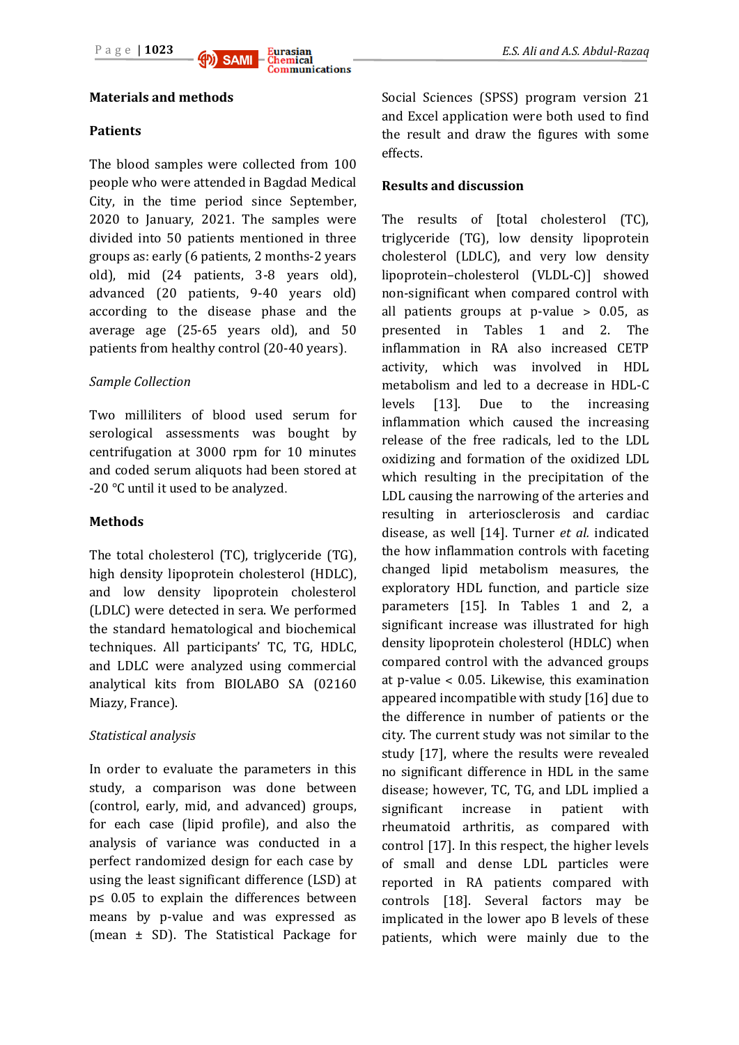## Materials and methods

### Patients

The blood samples were collected from 100 people who were attended in Bagdad Medical City, in the time period since September, 2020 to January, 2021. The samples were divided into 50 patients mentioned in three groups as: early (6 patients, 2 months-2 years old), mid (24 patients, 3-8 years old), advanced (20 patients, 9-40 years old) according to the disease phase and the average age (25-65 years old), and 50 patients from healthy control (20-40 years).

*Sample Collection*

Two milliliters of blood used serum for serological assessments was bought by centrifugation at 3000 rpm for 10 minutes and coded serum aliquots had been stored at -20 °C until it used to be analyzed.

### Methods

The total cholesterol (TC), triglyceride (TG), high density lipoprotein cholesterol (HDLC), and low density lipoprotein cholesterol (LDLC) were detected in sera. We performed the standard hematological and biochemical techniques. All participants' TC, TG, HDLC, and LDLC were analyzed using commercial analytical kits from BIOLABO SA (02160 Miazy, France).

*Statistical analysis*

In order to evaluate the parameters in this study, a comparison was done between (control, early, mid, and advanced) groups, for each case (lipid profile), and also the analysis of variance was conducted in a perfect randomized design for each case by using the least significant difference (LSD) at $p \leq 0.05$ to explain the differences between means by p-value and was expressed as (mean ± SD). The Statistical Package for Social Sciences (SPSS) program version 21 and Excel application were both used to find the result and draw the figures with some effects.

## Results and discussion

The results of [total cholesterol (TC), triglyceride (TG), low density lipoprotein cholesterol (LDLC), and very low density lipoprotein–cholesterol (VLDL-C)] showed non-significant when compared control with all patients groups at p-value $> 0.05$, as presented in Tables 1 and 2. The inflammation in RA also increased CETP activity, which was involved in HDL metabolism and led to a decrease in HDL-C levels [13]. Due to the increasing inflammation which caused the increasing release of the free radicals, led to the LDL oxidizing and formation of the oxidized LDL which resulting in the precipitation of the LDL causing the narrowing of the arteries and resulting in arteriosclerosis and cardiac disease, as well [14]. Turner *et al.* indicated the how inflammation controls with faceting changed lipid metabolism measures, the exploratory HDL function, and particle size parameters [15]. In Tables 1 and 2, a significant increase was illustrated for high density lipoprotein cholesterol (HDLC) when compared control with the advanced groups at p-value $< 0.05$. Likewise, this examination appeared incompatible with study [16] due to the difference in number of patients or the city. The current study was not similar to the study [17], where the results were revealed no significant difference in HDL in the same disease; however, TC, TG, and LDL implied a significant increase in patient with rheumatoid arthritis, as compared with control [17]. In this respect, the higher levels of small and dense LDL particles were reported in RA patients compared with controls [18]. Several factors may be implicated in the lower apo B levels of these patients, which were mainly due to the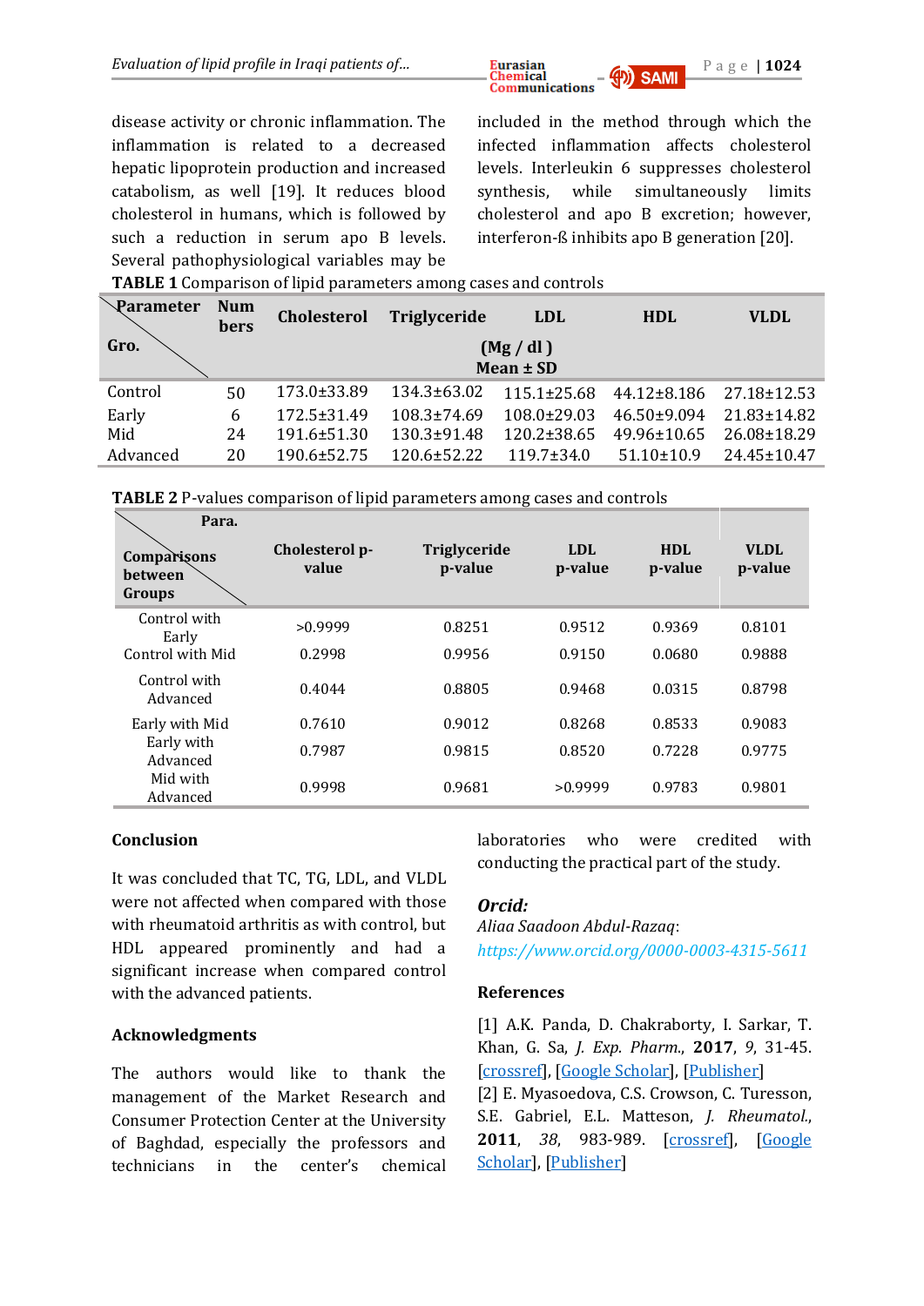disease activity or chronic inflammation. The inflammation is related to a decreased hepatic lipoprotein production and increased catabolism, as well [19]. It reduces blood cholesterol in humans, which is followed by such a reduction in serum apo B levels. Several pathophysiological variables may be included in the method through which the infected inflammation affects cholesterol levels. Interleukin 6 suppresses cholesterol synthesis, while simultaneously limits cholesterol and apo B excretion; however, interferon-ß inhibits apo B generation [20].

**TABLE 1** Comparison of lipid parameters among cases and controls

| Parameter / Gro. | Numbers | Cholesterol | Triglyceride | LDL | HDL | VLDL |
|---|---|---|---|---|---|---|
| | | (Mg / dl ) Mean ± SD | | | | |
| Control | 50 | 173.0±33.89 | 134.3±63.02 | 115.1±25.68 | 44.12±8.186 | 27.18±12.53 |
| Early | 6 | 172.5±31.49 | 108.3±74.69 | 108.0±29.03 | 46.50±9.094 | 21.83±14.82 |
| Mid | 24 | 191.6±51.30 | 130.3±91.48 | 120.2±38.65 | 49.96±10.65 | 26.08±18.29 |
| Advanced | 20 | 190.6±52.75 | 120.6±52.22 | 119.7±34.0 | 51.10±10.9 | 24.45±10.47 |

**TABLE 2** P-values comparison of lipid parameters among cases and controls

| Para. / Comparisons between Groups | Cholesterol p-value | Triglyceride p-value | LDL p-value | HDL p-value | VLDL p-value |
|---|---|---|---|---|---|
| Control with Early | >0.9999 | 0.8251 | 0.9512 | 0.9369 | 0.8101 |
| Control with Mid | 0.2998 | 0.9956 | 0.9150 | 0.0680 | 0.9888 |
| Control with Advanced | 0.4044 | 0.8805 | 0.9468 | 0.0315 | 0.8798 |
| Early with Mid | 0.7610 | 0.9012 | 0.8268 | 0.8533 | 0.9083 |
| Early with Advanced | 0.7987 | 0.9815 | 0.8520 | 0.7228 | 0.9775 |
| Mid with Advanced | 0.9998 | 0.9681 | >0.9999 | 0.9783 | 0.9801 |

## Conclusion

It was concluded that TC, TG, LDL, and VLDL were not affected when compared with those with rheumatoid arthritis as with control, but HDL appeared prominently and had a significant increase when compared control with the advanced patients.

## Acknowledgments

The authors would like to thank the management of the Market Research and Consumer Protection Center at the University of Baghdad, especially the professors and technicians in the center's chemical laboratories who were credited with conducting the practical part of the study.

### *Orcid:*

*Aliaa Saadoon Abdul-Razaq*:
*https://www.orcid.org/0000-0003-4315-5611*

## References

[1] A.K. Panda, D. Chakraborty, I. Sarkar, T. Khan, G. Sa, *J. Exp. Pharm.*, **2017**, *9*, 31-45. [crossref], [Google Scholar], [Publisher]

[2] E. Myasoedova, C.S. Crowson, C. Turesson, S.E. Gabriel, E.L. Matteson, *J. Rheumatol.*, **2011**, *38*, 983-989. [crossref], [Google Scholar], [Publisher]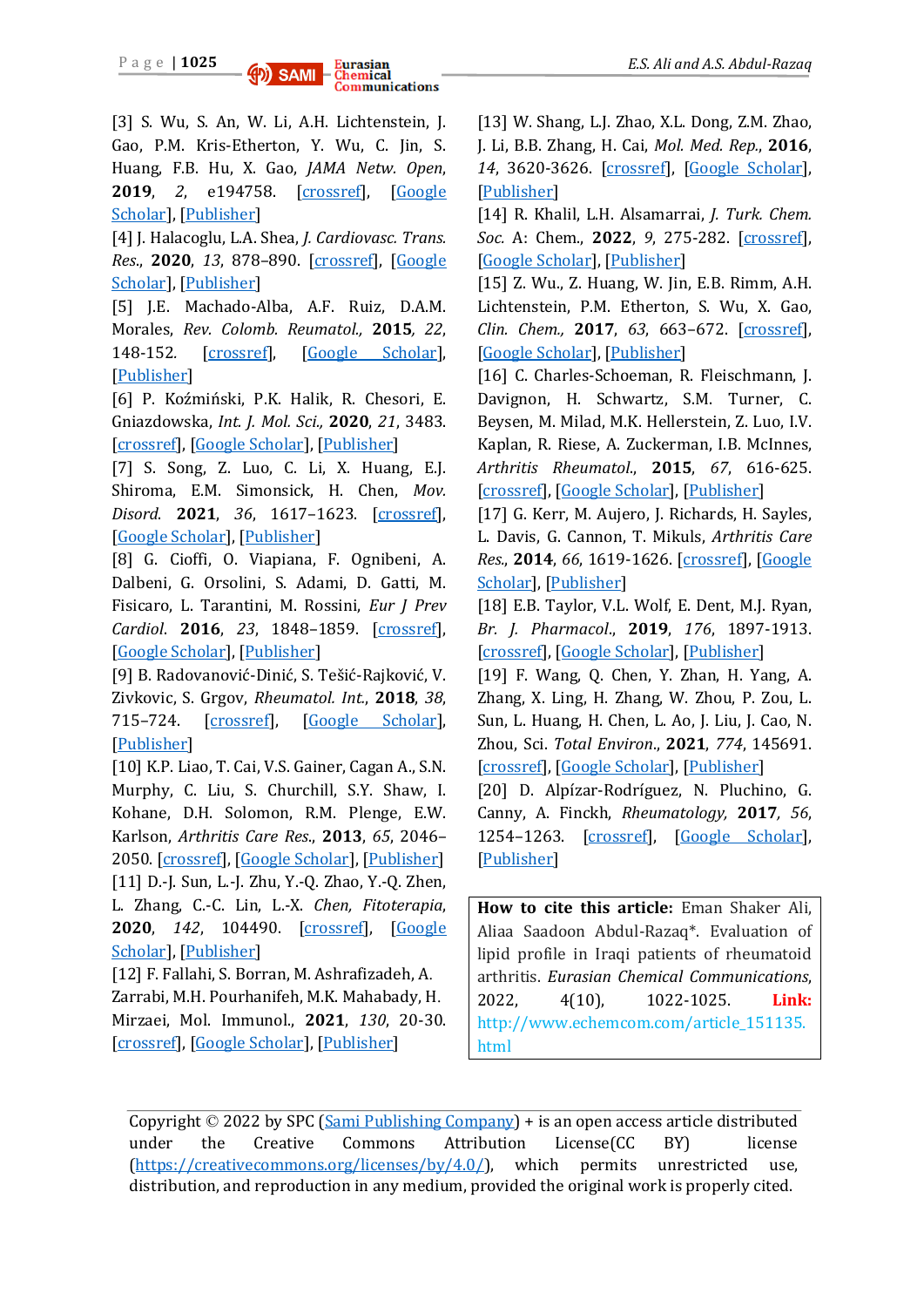[3] S. Wu, S. An, W. Li, A.H. Lichtenstein, J. Gao, P.M. Kris-Etherton, Y. Wu, C. Jin, S. Huang, F.B. Hu, X. Gao, *JAMA Netw. Open*, **2019**, *2*, e194758. [crossref], [Google Scholar], [Publisher]

[4] J. Halacoglu, L.A. Shea, *J. Cardiovasc. Trans. Res.*, **2020**, *13*, 878–890. [crossref], [Google Scholar], [Publisher]

[5] J.E. Machado-Alba, A.F. Ruiz, D.A.M. Morales, *Rev. Colomb. Reumatol.*, **2015**, *22*, 148-152. [crossref], [Google Scholar], [Publisher]

[6] P. Koźmiński, P.K. Halik, R. Chesori, E. Gniazdowska, *Int. J. Mol. Sci.*, **2020**, *21*, 3483. [crossref], [Google Scholar], [Publisher]

[7] S. Song, Z. Luo, C. Li, X. Huang, E.J. Shiroma, E.M. Simonsick, H. Chen, *Mov. Disord.* **2021**, *36*, 1617–1623. [crossref], [Google Scholar], [Publisher]

[8] G. Cioffi, O. Viapiana, F. Ognibeni, A. Dalbeni, G. Orsolini, S. Adami, D. Gatti, M. Fisicaro, L. Tarantini, M. Rossini, *Eur J Prev Cardiol.* **2016**, *23*, 1848–1859. [crossref], [Google Scholar], [Publisher]

[9] B. Radovanović-Dinić, S. Tešić-Rajković, V. Zivkovic, S. Grgov, *Rheumatol. Int.*, **2018**, *38*, 715–724. [crossref], [Google Scholar], [Publisher]

[10] K.P. Liao, T. Cai, V.S. Gainer, Cagan A., S.N. Murphy, C. Liu, S. Churchill, S.Y. Shaw, I. Kohane, D.H. Solomon, R.M. Plenge, E.W. Karlson, *Arthritis Care Res.*, **2013**, *65*, 2046–2050. [crossref], [Google Scholar], [Publisher]

[11] D.-J. Sun, L.-J. Zhu, Y.-Q. Zhao, Y.-Q. Zhen, L. Zhang, C.-C. Lin, L.-X. *Chen, Fitoterapia*, **2020**, *142*, 104490. [crossref], [Google Scholar], [Publisher]

[12] F. Fallahi, S. Borran, M. Ashrafizadeh, A. Zarrabi, M.H. Pourhanifeh, M.K. Mahabady, H. Mirzaei, Mol. Immunol., **2021**, *130*, 20-30. [crossref], [Google Scholar], [Publisher]

[13] W. Shang, L.J. Zhao, X.L. Dong, Z.M. Zhao, J. Li, B.B. Zhang, H. Cai, *Mol. Med. Rep.*, **2016**, *14*, 3620-3626. [crossref], [Google Scholar], [Publisher]

[14] R. Khalil, L.H. Alsamarrai, *J. Turk. Chem. Soc.* A: Chem., **2022**, *9*, 275-282. [crossref], [Google Scholar], [Publisher]

[15] Z. Wu., Z. Huang, W. Jin, E.B. Rimm, A.H. Lichtenstein, P.M. Etherton, S. Wu, X. Gao, *Clin. Chem.*, **2017**, *63*, 663–672. [crossref], [Google Scholar], [Publisher]

[16] C. Charles-Schoeman, R. Fleischmann, J. Davignon, H. Schwartz, S.M. Turner, C. Beysen, M. Milad, M.K. Hellerstein, Z. Luo, I.V. Kaplan, R. Riese, A. Zuckerman, I.B. McInnes, *Arthritis Rheumatol.*, **2015**, *67*, 616-625. [crossref], [Google Scholar], [Publisher]

[17] G. Kerr, M. Aujero, J. Richards, H. Sayles, L. Davis, G. Cannon, T. Mikuls, *Arthritis Care Res.*, **2014**, *66*, 1619-1626. [crossref], [Google Scholar], [Publisher]

[18] E.B. Taylor, V.L. Wolf, E. Dent, M.J. Ryan, *Br. J. Pharmacol.*, **2019**, *176*, 1897-1913. [crossref], [Google Scholar], [Publisher]

[19] F. Wang, Q. Chen, Y. Zhan, H. Yang, A. Zhang, X. Ling, H. Zhang, W. Zhou, P. Zou, L. Sun, L. Huang, H. Chen, L. Ao, J. Liu, J. Cao, N. Zhou, Sci. *Total Environ.*, **2021**, *774*, 145691. [crossref], [Google Scholar], [Publisher]

[20] D. Alpízar-Rodríguez, N. Pluchino, G. Canny, A. Finckh, *Rheumatology,* **2017**, *56*, 1254–1263. [crossref], [Google Scholar], [Publisher]

**How to cite this article:** Eman Shaker Ali, Aliaa Saadoon Abdul-Razaq*. Evaluation of lipid profile in Iraqi patients of rheumatoid arthritis. *Eurasian Chemical Communications*, 2022, 4(10), 1022-1025. **Link:** http://www.echemcom.com/article_151135.html

Copyright © 2022 by SPC (Sami Publishing Company) + is an open access article distributed under the Creative Commons Attribution License(CC BY) license (https://creativecommons.org/licenses/by/4.0/), which permits unrestricted use, distribution, and reproduction in any medium, provided the original work is properly cited.